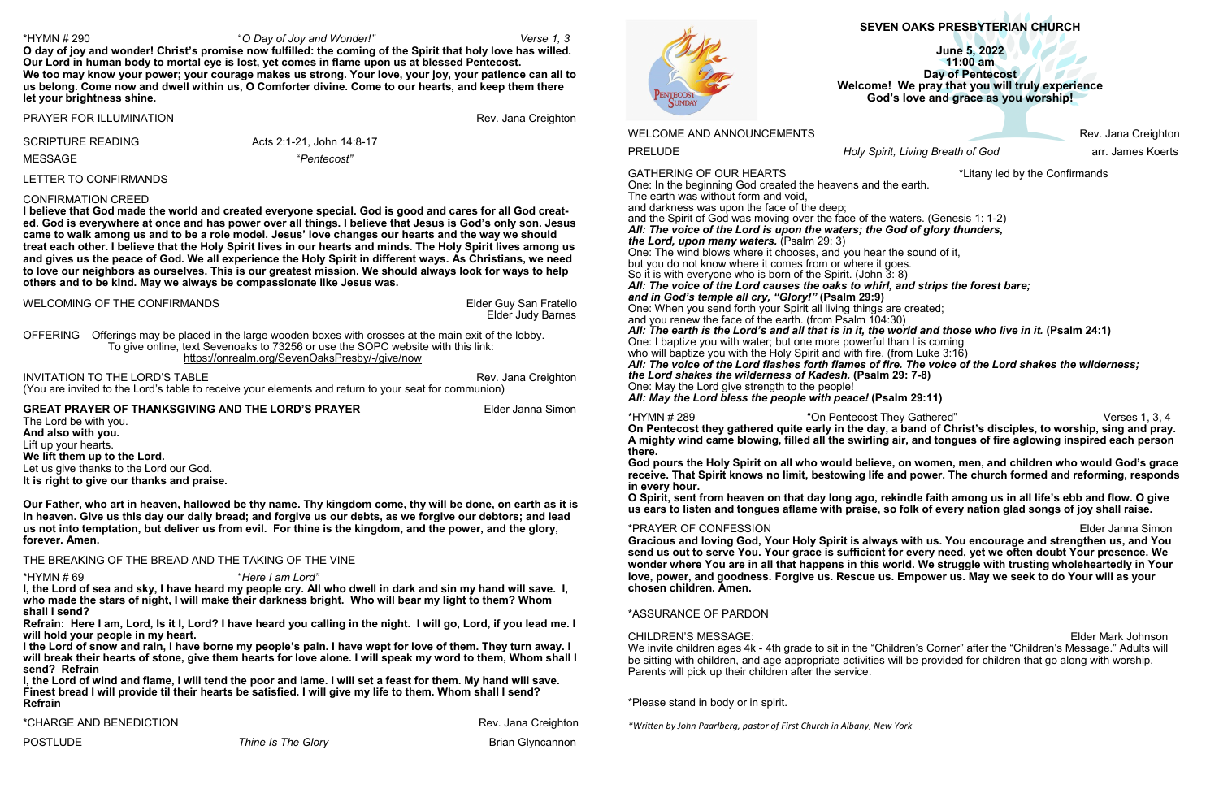# SEVEN OAKS PRESBYTERIAN CHURCH

**June 5, 2022**
**11:00 am**
**Day of Pentecost**
**Welcome! We pray that you will truly experience God's love and grace as you worship!**

WELCOME AND ANNOUNCEMENTS — Rev. Jana Creighton

PRELUDE — *Holy Spirit, Living Breath of God* — arr. James Koerts

GATHERING OF OUR HEARTS — *Litany led by the Confirmands

One: In the beginning God created the heavens and the earth.
The earth was without form and void,
and darkness was upon the face of the deep;
and the Spirit of God was moving over the face of the waters. (Genesis 1: 1-2)
***All: The voice of the Lord is upon the waters; the God of glory thunders, the Lord, upon many waters.*** (Psalm 29: 3)
One: The wind blows where it chooses, and you hear the sound of it,
but you do not know where it comes from or where it goes.
So it is with everyone who is born of the Spirit. (John 3: 8)
***All: The voice of the Lord causes the oaks to whirl, and strips the forest bare; and in God's temple all cry, "Glory!"* (Psalm 29:9)**
One: When you send forth your Spirit all living things are created;
and you renew the face of the earth. (from Psalm 104:30)
***All: The earth is the Lord's and all that is in it, the world and those who live in it.* (Psalm 24:1)**
One: I baptize you with water; but one more powerful than I is coming
who will baptize you with the Holy Spirit and with fire. (from Luke 3:16)
***All: The voice of the Lord flashes forth flames of fire. The voice of the Lord shakes the wilderness; the Lord shakes the wilderness of Kadesh.* (Psalm 29: 7-8)**
One: May the Lord give strength to the people!
***All: May the Lord bless the people with peace!* (Psalm 29:11)**

*HYMN # 289 — "On Pentecost They Gathered" — Verses 1, 3, 4

**On Pentecost they gathered quite early in the day, a band of Christ's disciples, to worship, sing and pray. A mighty wind came blowing, filled all the swirling air, and tongues of fire aglowing inspired each person there.**

**God pours the Holy Spirit on all who would believe, on women, men, and children who would God's grace receive. That Spirit knows no limit, bestowing life and power. The church formed and reforming, responds in every hour.**

**O Spirit, sent from heaven on that day long ago, rekindle faith among us in all life's ebb and flow. O give us ears to listen and tongues aflame with praise, so folk of every nation glad songs of joy shall raise.**

*PRAYER OF CONFESSION — Elder Janna Simon

**Gracious and loving God, Your Holy Spirit is always with us. You encourage and strengthen us, and You send us out to serve You. Your grace is sufficient for every need, yet we often doubt Your presence. We wonder where You are in all that happens in this world. We struggle with trusting wholeheartedly in Your love, power, and goodness. Forgive us. Rescue us. Empower us. May we seek to do Your will as your chosen children. Amen.**

*ASSURANCE OF PARDON

CHILDREN'S MESSAGE: — Elder Mark Johnson

We invite children ages 4k - 4th grade to sit in the "Children's Corner" after the "Children's Message." Adults will be sitting with children, and age appropriate activities will be provided for children that go along with worship. Parents will pick up their children after the service.

*Please stand in body or in spirit.

*\*Written by John Paarlberg, pastor of First Church in Albany, New York*

*HYMN # 290 — "*O Day of Joy and Wonder!*" — Verse 1, 3

**O day of joy and wonder! Christ's promise now fulfilled: the coming of the Spirit that holy love has willed. Our Lord in human body to mortal eye is lost, yet comes in flame upon us at blessed Pentecost.**
**We too may know your power; your courage makes us strong. Your love, your joy, your patience can all to us belong. Come now and dwell within us, O Comforter divine. Come to our hearts, and keep them there let your brightness shine.**

PRAYER FOR ILLUMINATION — Rev. Jana Creighton

SCRIPTURE READING — Acts 2:1-21, John 14:8-17

MESSAGE — "*Pentecost*"

LETTER TO CONFIRMANDS

CONFIRMATION CREED

**I believe that God made the world and created everyone special. God is good and cares for all God created. God is everywhere at once and has power over all things. I believe that Jesus is God's only son. Jesus came to walk among us and to be a role model. Jesus' love changes our hearts and the way we should treat each other. I believe that the Holy Spirit lives in our hearts and minds. The Holy Spirit lives among us and gives us the peace of God. We all experience the Holy Spirit in different ways. As Christians, we need to love our neighbors as ourselves. This is our greatest mission. We should always look for ways to help others and to be kind. May we always be compassionate like Jesus was.**

WELCOMING OF THE CONFIRMANDS — Elder Guy San Fratello, Elder Judy Barnes

OFFERING — Offerings may be placed in the large wooden boxes with crosses at the main exit of the lobby. To give online, text Sevenoaks to 73256 or use the SOPC website with this link: https://onrealm.org/SevenOaksPresby/-/give/now

INVITATION TO THE LORD'S TABLE — Rev. Jana Creighton
(You are invited to the Lord's table to receive your elements and return to your seat for communion)

**GREAT PRAYER OF THANKSGIVING AND THE LORD'S PRAYER** — Elder Janna Simon

The Lord be with you.
**And also with you.**
Lift up your hearts.
**We lift them up to the Lord.**
Let us give thanks to the Lord our God.
**It is right to give our thanks and praise.**

**Our Father, who art in heaven, hallowed be thy name. Thy kingdom come, thy will be done, on earth as it is in heaven. Give us this day our daily bread; and forgive us our debts, as we forgive our debtors; and lead us not into temptation, but deliver us from evil. For thine is the kingdom, and the power, and the glory, forever. Amen.**

THE BREAKING OF THE BREAD AND THE TAKING OF THE VINE

*HYMN # 69 — "*Here I am Lord*"

**I, the Lord of sea and sky, I have heard my people cry. All who dwell in dark and sin my hand will save. I, who made the stars of night, I will make their darkness bright. Who will bear my light to them? Whom shall I send?**
**Refrain: Here I am, Lord, Is it I, Lord? I have heard you calling in the night. I will go, Lord, if you lead me. I will hold your people in my heart.**
**I the Lord of snow and rain, I have borne my people's pain. I have wept for love of them. They turn away. I will break their hearts of stone, give them hearts for love alone. I will speak my word to them, Whom shall I send? Refrain**
**I, the Lord of wind and flame, I will tend the poor and lame. I will set a feast for them. My hand will save. Finest bread I will provide til their hearts be satisfied. I will give my life to them. Whom shall I send? Refrain**

*CHARGE AND BENEDICTION — Rev. Jana Creighton

POSTLUDE — *Thine Is The Glory* — Brian Glyncannon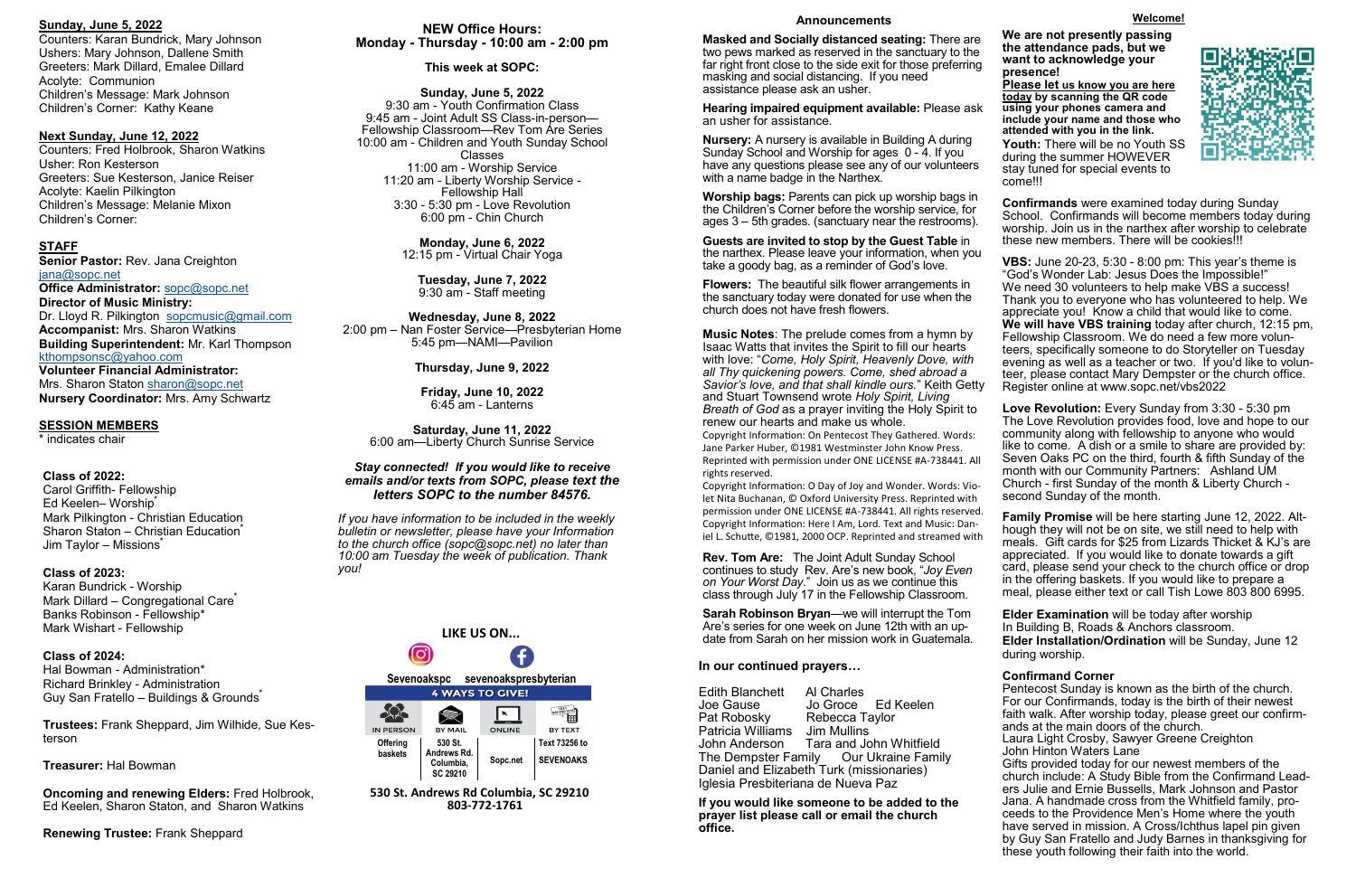**Sunday, June 5, 2022**

Counters: Karan Bundrick, Mary Johnson
Ushers: Mary Johnson, Dallene Smith
Greeters: Mark Dillard, Emalee Dillard
Acolyte: Communion
Children's Message: Mark Johnson
Children's Corner: Kathy Keane

**Next Sunday, June 12, 2022**

Counters: Fred Holbrook, Sharon Watkins
Usher: Ron Kesterson
Greeters: Sue Kesterson, Janice Reiser
Acolyte: Kaelin Pilkington
Children's Message: Melanie Mixon
Children's Corner:

## STAFF

**Senior Pastor:** Rev. Jana Creighton
jana@sopc.net
**Office Administrator:** sopc@sopc.net
**Director of Music Ministry:**
Dr. Lloyd R. Pilkington sopcmusic@gmail.com
**Accompanist:** Mrs. Sharon Watkins
**Building Superintendent:** Mr. Karl Thompson
kthompsonsc@yahoo.com
**Volunteer Financial Administrator:**
Mrs. Sharon Staton sharon@sopc.net
**Nursery Coordinator:** Mrs. Amy Schwartz

## SESSION MEMBERS

* indicates chair

**Class of 2022:**
Carol Griffith- Fellowship
Ed Keelen– Worship*
Mark Pilkington – Christian Education
Sharon Staton – Christian Education*
Jim Taylor – Missions*

**Class of 2023:**
Karan Bundrick - Worship
Mark Dillard – Congregational Care*
Banks Robinson - Fellowship*
Mark Wishart - Fellowship

**Class of 2024:**
Hal Bowman - Administration*
Richard Brinkley - Administration
Guy San Fratello – Buildings & Grounds*

**Trustees:** Frank Sheppard, Jim Wilhide, Sue Kesterson

**Treasurer:** Hal Bowman

**Oncoming and renewing Elders:** Fred Holbrook, Ed Keelen, Sharon Staton, and Sharon Watkins

**Renewing Trustee:** Frank Sheppard

**NEW Office Hours:**
**Monday - Thursday - 10:00 am - 2:00 pm**

**This week at SOPC:**

**Sunday, June 5, 2022**
9:30 am - Youth Confirmation Class
9:45 am - Joint Adult SS Class-in-person—Fellowship Classroom—Rev Tom Are Series
10:00 am - Children and Youth Sunday School Classes
11:00 am - Worship Service
11:20 am - Liberty Worship Service - Fellowship Hall
3:30 - 5:30 pm - Love Revolution
6:00 pm - Chin Church

**Monday, June 6, 2022**
12:15 pm - Virtual Chair Yoga

**Tuesday, June 7, 2022**
9:30 am - Staff meeting

**Wednesday, June 8, 2022**
2:00 pm – Nan Foster Service—Presbyterian Home
5:45 pm—NAMI—Pavilion

**Thursday, June 9, 2022**

**Friday, June 10, 2022**
6:45 am - Lanterns

**Saturday, June 11, 2022**
6:00 am—Liberty Church Sunrise Service

***Stay connected! If you would like to receive emails and/or texts from SOPC, please text the letters SOPC to the number 84576.***

*If you have information to be included in the weekly bulletin or newsletter, please have your Information to the church office (sopc@sopc.net) no later than 10:00 am Tuesday the week of publication. Thank you!*

**LIKE US ON…**

Sevenoakspc sevenoakspresbyterian

**4 WAYS TO GIVE!**

| IN PERSON | BY MAIL | ONLINE | BY TEXT |
|---|---|---|---|
| Offering baskets | 530 St. Andrews Rd. Columbia, SC 29210 | Sopc.net | Text 73256 to SEVENOAKS |

**530 St. Andrews Rd Columbia, SC 29210**
**803-772-1761**

## Announcements

**Masked and Socially distanced seating:** There are two pews marked as reserved in the sanctuary to the far right front close to the side exit for those preferring masking and social distancing. If you need assistance please ask an usher.

**Hearing impaired equipment available:** Please ask an usher for assistance.

**Nursery:** A nursery is available in Building A during Sunday School and Worship for ages 0 - 4. If you have any questions please see any of our volunteers with a name badge in the Narthex.

**Worship bags:** Parents can pick up worship bags in the Children's Corner before the worship service, for ages 3 – 5th grades. (sanctuary near the restrooms).

**Guests are invited to stop by the Guest Table** in the narthex. Please leave your information, when you take a goody bag, as a reminder of God's love.

**Flowers:** The beautiful silk flower arrangements in the sanctuary today were donated for use when the church does not have fresh flowers.

**Music Notes**: The prelude comes from a hymn by Isaac Watts that invites the Spirit to fill our hearts with love: "*Come, Holy Spirit, Heavenly Dove, with all Thy quickening powers. Come, shed abroad a Savior's love, and that shall kindle ours.*" Keith Getty and Stuart Townsend wrote *Holy Spirit, Living Breath of God* as a prayer inviting the Holy Spirit to renew our hearts and make us whole.
Copyright Information: On Pentecost They Gathered. Words: Jane Parker Huber, ©1981 Westminster John Know Press. Reprinted with permission under ONE LICENSE #A-738441. All rights reserved.
Copyright Information: O Day of Joy and Wonder. Words: Violet Nita Buchanan, © Oxford University Press. Reprinted with permission under ONE LICENSE #A-738441. All rights reserved. Copyright Information: Here I Am, Lord. Text and Music: Daniel L. Schutte, ©1981, 2000 OCP. Reprinted and streamed with

**Rev. Tom Are:** The Joint Adult Sunday School continues to study Rev. Are's new book, "*Joy Even on Your Worst Day*." Join us as we continue this class through July 17 in the Fellowship Classroom.

**Sarah Robinson Bryan**—we will interrupt the Tom Are's series for one week on June 12th with an update from Sarah on her mission work in Guatemala.

**In our continued prayers…**

Edith Blanchett Al Charles
Joe Gause Jo Groce Ed Keelen
Pat Robosky Rebecca Taylor
Patricia Williams Jim Mullins
John Anderson Tara and John Whitfield
The Dempster Family Our Ukraine Family
Daniel and Elizabeth Turk (missionaries)
Iglesia Presbiteriana de Nueva Paz

**If you would like someone to be added to the prayer list please call or email the church office.**

## Welcome!

**We are not presently passing the attendance pads, but we want to acknowledge your presence!**
**Please let us know you are here today by scanning the QR code using your phones camera and include your name and those who attended with you in the link.**

**Youth:** There will be no Youth SS during the summer HOWEVER stay tuned for special events to come!!!

**Confirmands** were examined today during Sunday School. Confirmands will become members today during worship. Join us in the narthex after worship to celebrate these new members. There will be cookies!!!

**VBS:** June 20-23, 5:30 - 8:00 pm: This year's theme is "God's Wonder Lab: Jesus Does the Impossible!"
We need 30 volunteers to help make VBS a success! Thank you to everyone who has volunteered to help. We appreciate you! Know a child that would like to come.
**We will have VBS training** today after church, 12:15 pm, Fellowship Classroom. We do need a few more volunteers, specifically someone to do Storyteller on Tuesday evening as well as a teacher or two. If you'd like to volunteer, please contact Mary Dempster or the church office. Register online at www.sopc.net/vbs2022

**Love Revolution:** Every Sunday from 3:30 - 5:30 pm The Love Revolution provides food, love and hope to our community along with fellowship to anyone who would like to come. A dish or a smile to share are provided by: Seven Oaks PC on the third, fourth & fifth Sunday of the month with our Community Partners: Ashland UM Church - first Sunday of the month & Liberty Church - second Sunday of the month.

**Family Promise** will be here starting June 12, 2022. Although they will not be on site, we still need to help with meals. Gift cards for $25 from Lizards Thicket & KJ's are appreciated. If you would like to donate towards a gift card, please send your check to the church office or drop in the offering baskets. If you would like to prepare a meal, please either text or call Tish Lowe 803 800 6995.

**Elder Examination** will be today after worship In Building B, Roads & Anchors classroom.
**Elder Installation/Ordination** will be Sunday, June 12 during worship.

**Confirmand Corner**
Pentecost Sunday is known as the birth of the church. For our Confirmands, today is the birth of their newest faith walk. After worship today, please greet our confirmands at the main doors of the church.
Laura Light Crosby, Sawyer Greene Creighton
John Hinton Waters Lane
Gifts provided today for our newest members of the church include: A Study Bible from the Confirmand Leaders Julie and Ernie Bussells, Mark Johnson and Pastor Jana. A handmade cross from the Whitfield family, proceeds to the Providence Men's Home where the youth have served in mission. A Cross/Ichthus lapel pin given by Guy San Fratello and Judy Barnes in thanksgiving for these youth following their faith into the world.